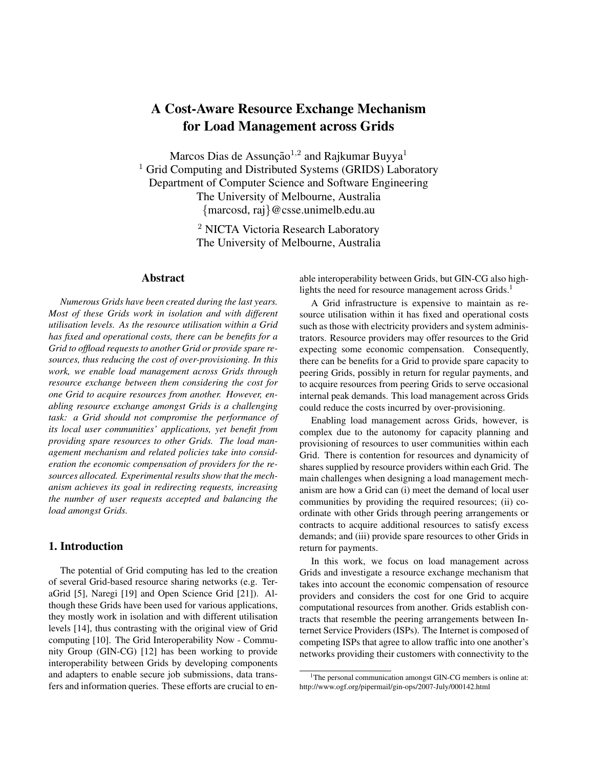# A Cost-Aware Resource Exchange Mechanism for Load Management across Grids

Marcos Dias de Assunção[1,2] and Rajkumar Buyya[1]
[1] Grid Computing and Distributed Systems (GRIDS) Laboratory
Department of Computer Science and Software Engineering
The University of Melbourne, Australia
{marcosd, raj}@csse.unimelb.edu.au

[2] NICTA Victoria Research Laboratory
The University of Melbourne, Australia

## Abstract

*Numerous Grids have been created during the last years. Most of these Grids work in isolation and with different utilisation levels. As the resource utilisation within a Grid has fixed and operational costs, there can be benefits for a Grid to offload requests to another Grid or provide spare resources, thus reducing the cost of over-provisioning. In this work, we enable load management across Grids through resource exchange between them considering the cost for one Grid to acquire resources from another. However, enabling resource exchange amongst Grids is a challenging task: a Grid should not compromise the performance of its local user communities' applications, yet benefit from providing spare resources to other Grids. The load management mechanism and related policies take into consideration the economic compensation of providers for the resources allocated. Experimental results show that the mechanism achieves its goal in redirecting requests, increasing the number of user requests accepted and balancing the load amongst Grids.*

## 1. Introduction

The potential of Grid computing has led to the creation of several Grid-based resource sharing networks (e.g. TeraGrid [5], Naregi [19] and Open Science Grid [21]). Although these Grids have been used for various applications, they mostly work in isolation and with different utilisation levels [14], thus contrasting with the original view of Grid computing [10]. The Grid Interoperability Now - Community Group (GIN-CG) [12] has been working to provide interoperability between Grids by developing components and adapters to enable secure job submissions, data transfers and information queries. These efforts are crucial to enable interoperability between Grids, but GIN-CG also highlights the need for resource management across Grids.[1]

A Grid infrastructure is expensive to maintain as resource utilisation within it has fixed and operational costs such as those with electricity providers and system administrators. Resource providers may offer resources to the Grid expecting some economic compensation. Consequently, there can be benefits for a Grid to provide spare capacity to peering Grids, possibly in return for regular payments, and to acquire resources from peering Grids to serve occasional internal peak demands. This load management across Grids could reduce the costs incurred by over-provisioning.

Enabling load management across Grids, however, is complex due to the autonomy for capacity planning and provisioning of resources to user communities within each Grid. There is contention for resources and dynamicity of shares supplied by resource providers within each Grid. The main challenges when designing a load management mechanism are how a Grid can (i) meet the demand of local user communities by providing the required resources; (ii) coordinate with other Grids through peering arrangements or contracts to acquire additional resources to satisfy excess demands; and (iii) provide spare resources to other Grids in return for payments.

In this work, we focus on load management across Grids and investigate a resource exchange mechanism that takes into account the economic compensation of resource providers and considers the cost for one Grid to acquire computational resources from another. Grids establish contracts that resemble the peering arrangements between Internet Service Providers (ISPs). The Internet is composed of competing ISPs that agree to allow traffic into one another's networks providing their customers with connectivity to the

[1] The personal communication amongst GIN-CG members is online at: http://www.ogf.org/pipermail/gin-ops/2007-July/000142.html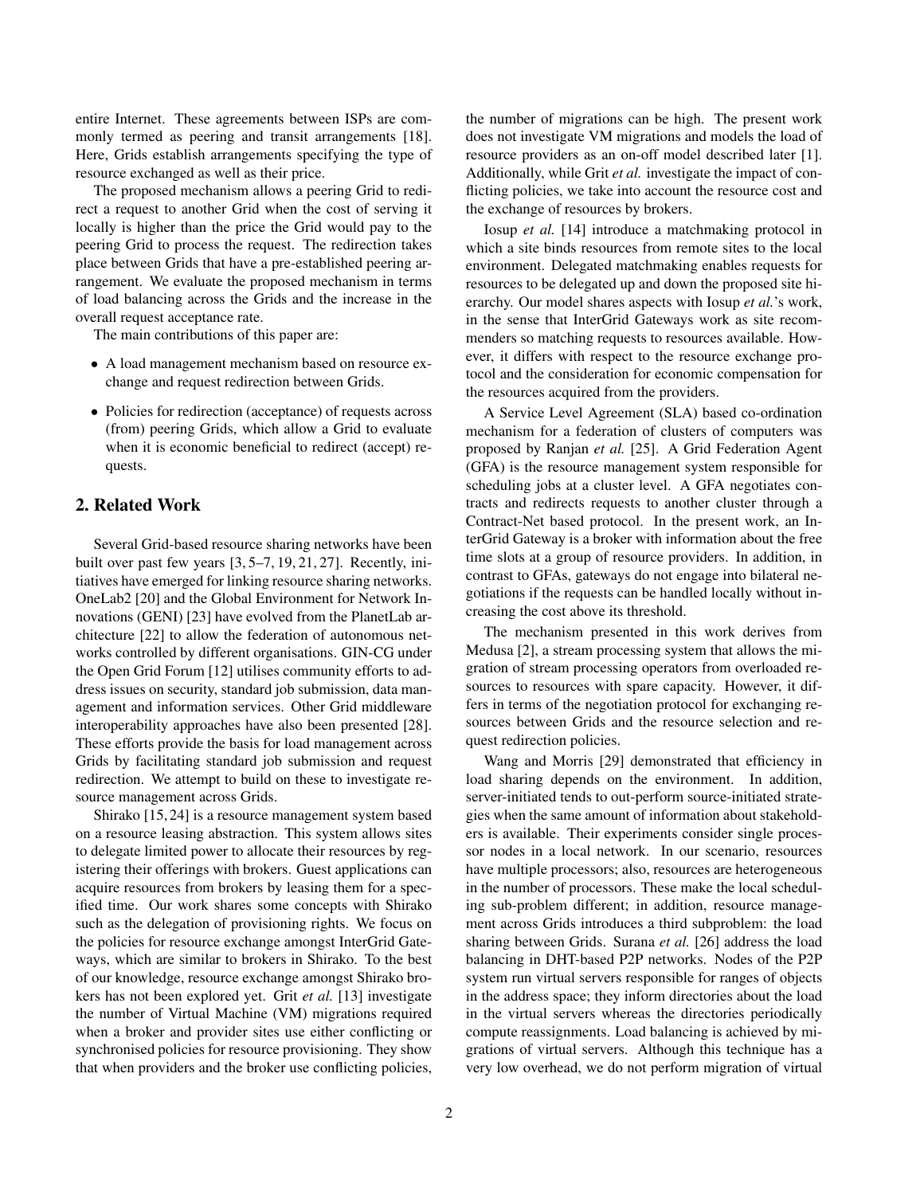entire Internet. These agreements between ISPs are commonly termed as peering and transit arrangements [18]. Here, Grids establish arrangements specifying the type of resource exchanged as well as their price.

The proposed mechanism allows a peering Grid to redirect a request to another Grid when the cost of serving it locally is higher than the price the Grid would pay to the peering Grid to process the request. The redirection takes place between Grids that have a pre-established peering arrangement. We evaluate the proposed mechanism in terms of load balancing across the Grids and the increase in the overall request acceptance rate.

The main contributions of this paper are:

- A load management mechanism based on resource exchange and request redirection between Grids.
- Policies for redirection (acceptance) of requests across (from) peering Grids, which allow a Grid to evaluate when it is economic beneficial to redirect (accept) requests.

## 2. Related Work

Several Grid-based resource sharing networks have been built over past few years [3, 5–7, 19, 21, 27]. Recently, initiatives have emerged for linking resource sharing networks. OneLab2 [20] and the Global Environment for Network Innovations (GENI) [23] have evolved from the PlanetLab architecture [22] to allow the federation of autonomous networks controlled by different organisations. GIN-CG under the Open Grid Forum [12] utilises community efforts to address issues on security, standard job submission, data management and information services. Other Grid middleware interoperability approaches have also been presented [28]. These efforts provide the basis for load management across Grids by facilitating standard job submission and request redirection. We attempt to build on these to investigate resource management across Grids.

Shirako [15, 24] is a resource management system based on a resource leasing abstraction. This system allows sites to delegate limited power to allocate their resources by registering their offerings with brokers. Guest applications can acquire resources from brokers by leasing them for a specified time. Our work shares some concepts with Shirako such as the delegation of provisioning rights. We focus on the policies for resource exchange amongst InterGrid Gateways, which are similar to brokers in Shirako. To the best of our knowledge, resource exchange amongst Shirako brokers has not been explored yet. Grit *et al.* [13] investigate the number of Virtual Machine (VM) migrations required when a broker and provider sites use either conflicting or synchronised policies for resource provisioning. They show that when providers and the broker use conflicting policies, the number of migrations can be high. The present work does not investigate VM migrations and models the load of resource providers as an on-off model described later [1]. Additionally, while Grit *et al.* investigate the impact of conflicting policies, we take into account the resource cost and the exchange of resources by brokers.

Iosup *et al.* [14] introduce a matchmaking protocol in which a site binds resources from remote sites to the local environment. Delegated matchmaking enables requests for resources to be delegated up and down the proposed site hierarchy. Our model shares aspects with Iosup *et al.*'s work, in the sense that InterGrid Gateways work as site recommenders so matching requests to resources available. However, it differs with respect to the resource exchange protocol and the consideration for economic compensation for the resources acquired from the providers.

A Service Level Agreement (SLA) based co-ordination mechanism for a federation of clusters of computers was proposed by Ranjan *et al.* [25]. A Grid Federation Agent (GFA) is the resource management system responsible for scheduling jobs at a cluster level. A GFA negotiates contracts and redirects requests to another cluster through a Contract-Net based protocol. In the present work, an InterGrid Gateway is a broker with information about the free time slots at a group of resource providers. In addition, in contrast to GFAs, gateways do not engage into bilateral negotiations if the requests can be handled locally without increasing the cost above its threshold.

The mechanism presented in this work derives from Medusa [2], a stream processing system that allows the migration of stream processing operators from overloaded resources to resources with spare capacity. However, it differs in terms of the negotiation protocol for exchanging resources between Grids and the resource selection and request redirection policies.

Wang and Morris [29] demonstrated that efficiency in load sharing depends on the environment. In addition, server-initiated tends to out-perform source-initiated strategies when the same amount of information about stakeholders is available. Their experiments consider single processor nodes in a local network. In our scenario, resources have multiple processors; also, resources are heterogeneous in the number of processors. These make the local scheduling sub-problem different; in addition, resource management across Grids introduces a third subproblem: the load sharing between Grids. Surana *et al.* [26] address the load balancing in DHT-based P2P networks. Nodes of the P2P system run virtual servers responsible for ranges of objects in the address space; they inform directories about the load in the virtual servers whereas the directories periodically compute reassignments. Load balancing is achieved by migrations of virtual servers. Although this technique has a very low overhead, we do not perform migration of virtual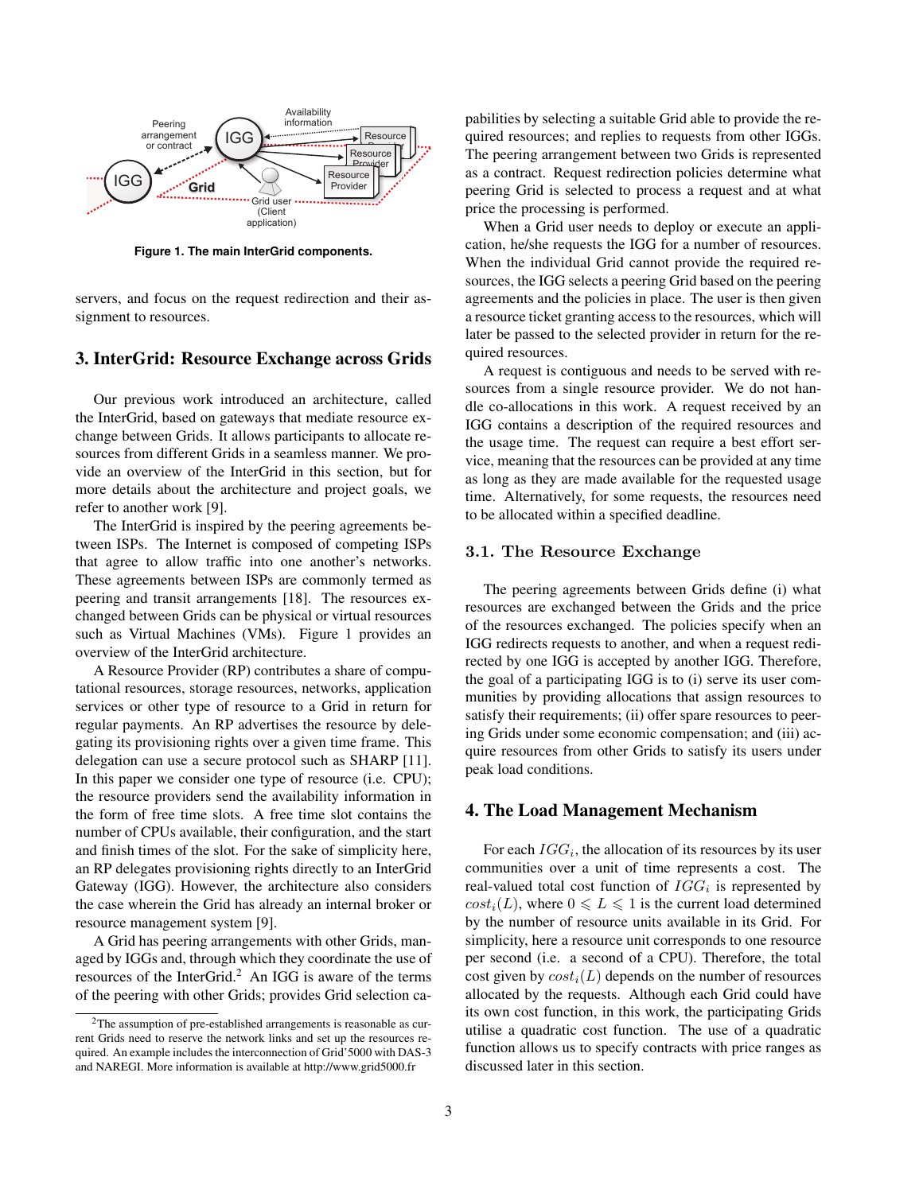Peering arrangement or contract

Availability information

IGG

IGG

Grid

Resource Provider

Resource Provider

Resource Provider

Grid user (Client application)

**Figure 1. The main InterGrid components.**

servers, and focus on the request redirection and their assignment to resources.

## 3. InterGrid: Resource Exchange across Grids

Our previous work introduced an architecture, called the InterGrid, based on gateways that mediate resource exchange between Grids. It allows participants to allocate resources from different Grids in a seamless manner. We provide an overview of the InterGrid in this section, but for more details about the architecture and project goals, we refer to another work [9].

The InterGrid is inspired by the peering agreements between ISPs. The Internet is composed of competing ISPs that agree to allow traffic into one another's networks. These agreements between ISPs are commonly termed as peering and transit arrangements [18]. The resources exchanged between Grids can be physical or virtual resources such as Virtual Machines (VMs). Figure 1 provides an overview of the InterGrid architecture.

A Resource Provider (RP) contributes a share of computational resources, storage resources, networks, application services or other type of resource to a Grid in return for regular payments. An RP advertises the resource by delegating its provisioning rights over a given time frame. This delegation can use a secure protocol such as SHARP [11]. In this paper we consider one type of resource (i.e. CPU); the resource providers send the availability information in the form of free time slots. A free time slot contains the number of CPUs available, their configuration, and the start and finish times of the slot. For the sake of simplicity here, an RP delegates provisioning rights directly to an InterGrid Gateway (IGG). However, the architecture also considers the case wherein the Grid has already an internal broker or resource management system [9].

A Grid has peering arrangements with other Grids, managed by IGGs and, through which they coordinate the use of resources of the InterGrid.[2] An IGG is aware of the terms of the peering with other Grids; provides Grid selection capabilities by selecting a suitable Grid able to provide the required resources; and replies to requests from other IGGs. The peering arrangement between two Grids is represented as a contract. Request redirection policies determine what peering Grid is selected to process a request and at what price the processing is performed.

When a Grid user needs to deploy or execute an application, he/she requests the IGG for a number of resources. When the individual Grid cannot provide the required resources, the IGG selects a peering Grid based on the peering agreements and the policies in place. The user is then given a resource ticket granting access to the resources, which will later be passed to the selected provider in return for the required resources.

A request is contiguous and needs to be served with resources from a single resource provider. We do not handle co-allocations in this work. A request received by an IGG contains a description of the required resources and the usage time. The request can require a best effort service, meaning that the resources can be provided at any time as long as they are made available for the requested usage time. Alternatively, for some requests, the resources need to be allocated within a specified deadline.

### 3.1. The Resource Exchange

The peering agreements between Grids define (i) what resources are exchanged between the Grids and the price of the resources exchanged. The policies specify when an IGG redirects requests to another, and when a request redirected by one IGG is accepted by another IGG. Therefore, the goal of a participating IGG is to (i) serve its user communities by providing allocations that assign resources to satisfy their requirements; (ii) offer spare resources to peering Grids under some economic compensation; and (iii) acquire resources from other Grids to satisfy its users under peak load conditions.

## 4. The Load Management Mechanism

For each $IGG_i$, the allocation of its resources by its user communities over a unit of time represents a cost. The real-valued total cost function of $IGG_i$ is represented by $cost_i(L)$, where $0 \leqslant L \leqslant 1$ is the current load determined by the number of resource units available in its Grid. For simplicity, here a resource unit corresponds to one resource per second (i.e. a second of a CPU). Therefore, the total cost given by $cost_i(L)$ depends on the number of resources allocated by the requests. Although each Grid could have its own cost function, in this work, the participating Grids utilise a quadratic cost function. The use of a quadratic function allows us to specify contracts with price ranges as discussed later in this section.

[2] The assumption of pre-established arrangements is reasonable as current Grids need to reserve the network links and set up the resources required. An example includes the interconnection of Grid'5000 with DAS-3 and NAREGI. More information is available at http://www.grid5000.fr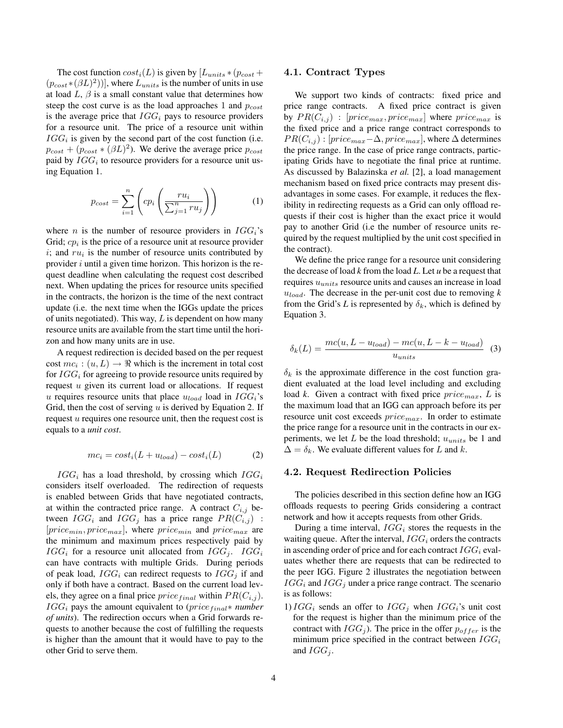The cost function $cost_i(L)$ is given by $[L_{units} * (p_{cost} + (p_{cost} * (\beta L)^2))]$, where $L_{units}$ is the number of units in use at load $L$, $\beta$ is a small constant value that determines how steep the cost curve is as the load approaches 1 and $p_{cost}$ is the average price that $IGG_i$ pays to resource providers for a resource unit. The price of a resource unit within $IGG_i$ is given by the second part of the cost function (i.e. $p_{cost} + (p_{cost} * (\beta L)^2)$. We derive the average price $p_{cost}$ paid by $IGG_i$ to resource providers for a resource unit using Equation 1.

$$p_{cost} = \sum_{i=1}^{n} \left( cp_i \left( \frac{ru_i}{\sum_{j=1}^{n} ru_j} \right) \right) \tag{1}$$

where $n$ is the number of resource providers in $IGG_i$'s Grid; $cp_i$ is the price of a resource unit at resource provider $i$; and $ru_i$ is the number of resource units contributed by provider $i$ until a given time horizon. This horizon is the request deadline when calculating the request cost described next. When updating the prices for resource units specified in the contracts, the horizon is the time of the next contract update (i.e. the next time when the IGGs update the prices of units negotiated). This way, $L$ is dependent on how many resource units are available from the start time until the horizon and how many units are in use.

A request redirection is decided based on the per request cost $mc_i : (u, L) \rightarrow \Re$ which is the increment in total cost for $IGG_i$ for agreeing to provide resource units required by request $u$ given its current load or allocations. If request $u$ requires resource units that place $u_{load}$ load in $IGG_i$'s Grid, then the cost of serving $u$ is derived by Equation 2. If request $u$ requires one resource unit, then the request cost is equals to a *unit cost*.

$$mc_i = cost_i(L + u_{load}) - cost_i(L) \tag{2}$$

$IGG_i$ has a load threshold, by crossing which $IGG_i$ considers itself overloaded. The redirection of requests is enabled between Grids that have negotiated contracts, at within the contracted price range. A contract $C_{i,j}$ between $IGG_i$ and $IGG_j$ has a price range $PR(C_{i,j})$ : $[price_{min}, price_{max}]$, where $price_{min}$ and $price_{max}$ are the minimum and maximum prices respectively paid by $IGG_i$ for a resource unit allocated from $IGG_j$. $IGG_i$ can have contracts with multiple Grids. During periods of peak load, $IGG_i$ can redirect requests to $IGG_j$ if and only if both have a contract. Based on the current load levels, they agree on a final price $price_{final}$ within $PR(C_{i,j})$. $IGG_i$ pays the amount equivalent to ($price_{final} *$ *number of units*). The redirection occurs when a Grid forwards requests to another because the cost of fulfilling the requests is higher than the amount that it would have to pay to the other Grid to serve them.

### 4.1. Contract Types

We support two kinds of contracts: fixed price and price range contracts. A fixed price contract is given by $PR(C_{i,j})$ : $[price_{max}, price_{max}]$ where $price_{max}$ is the fixed price and a price range contract corresponds to $PR(C_{i,j}) : [price_{max} - \Delta, price_{max}]$, where $\Delta$ determines the price range. In the case of price range contracts, participating Grids have to negotiate the final price at runtime. As discussed by Balazinska *et al.* [2], a load management mechanism based on fixed price contracts may present disadvantages in some cases. For example, it reduces the flexibility in redirecting requests as a Grid can only offload requests if their cost is higher than the exact price it would pay to another Grid (i.e the number of resource units required by the request multiplied by the unit cost specified in the contract).

We define the price range for a resource unit considering the decrease of load *k* from the load *L*. Let *u* be a request that requires $u_{units}$ resource units and causes an increase in load $u_{load}$. The decrease in the per-unit cost due to removing *k* from the Grid's *L* is represented by $\delta_k$, which is defined by Equation 3.

$$\delta_k(L) = \frac{mc(u, L - u_{load}) - mc(u, L - k - u_{load})}{u_{units}} \tag{3}$$

$\delta_k$ is the approximate difference in the cost function gradient evaluated at the load level including and excluding load *k*. Given a contract with fixed price $price_{max}$, $L$ is the maximum load that an IGG can approach before its per resource unit cost exceeds $price_{max}$. In order to estimate the price range for a resource unit in the contracts in our experiments, we let $L$ be the load threshold; $u_{units}$ be 1 and $\Delta = \delta_k$. We evaluate different values for $L$ and $k$.

### 4.2. Request Redirection Policies

The policies described in this section define how an IGG offloads requests to peering Grids considering a contract network and how it accepts requests from other Grids.

During a time interval, $IGG_i$ stores the requests in the waiting queue. After the interval, $IGG_i$ orders the contracts in ascending order of price and for each contract $IGG_i$ evaluates whether there are requests that can be redirected to the peer IGG. Figure 2 illustrates the negotiation between $IGG_i$ and $IGG_j$ under a price range contract. The scenario is as follows:

1) $IGG_i$ sends an offer to $IGG_j$ when $IGG_i$'s unit cost for the request is higher than the minimum price of the contract with $IGG_j$). The price in the offer $p_{offer}$ is the minimum price specified in the contract between $IGG_i$ and $IGG_j$.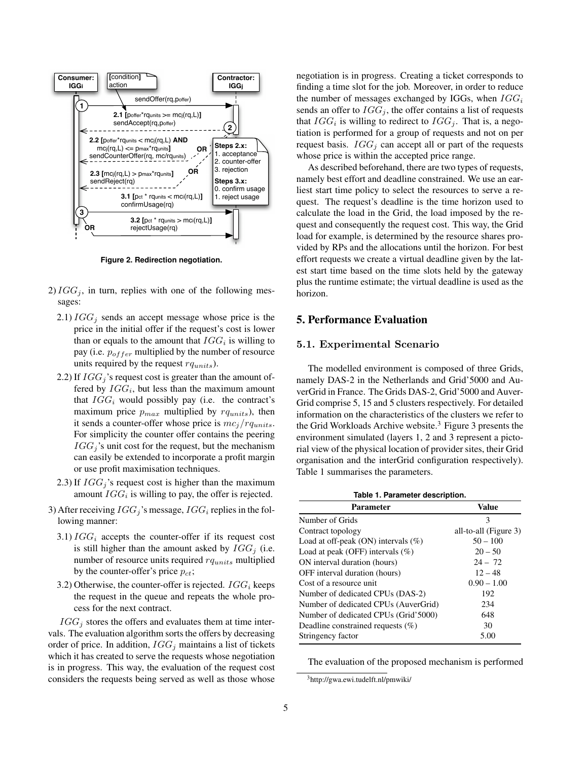Figure 2. Redirection negotiation.

2) $IGG_j$, in turn, replies with one of the following messages:

   2.1) $IGG_j$ sends an accept message whose price is the price in the initial offer if the request's cost is lower than or equals to the amount that $IGG_i$ is willing to pay (i.e. $p_{offer}$ multiplied by the number of resource units required by the request $rq_{units}$).

   2.2) If $IGG_j$'s request cost is greater than the amount offered by $IGG_i$, but less than the maximum amount that $IGG_i$ would possibly pay (i.e. the contract's maximum price $p_{max}$ multiplied by $rq_{units}$), then it sends a counter-offer whose price is $mc_j/rq_{units}$. For simplicity the counter offer contains the peering $IGG_j$'s unit cost for the request, but the mechanism can easily be extended to incorporate a profit margin or use profit maximisation techniques.

   2.3) If $IGG_j$'s request cost is higher than the maximum amount $IGG_i$ is willing to pay, the offer is rejected.

3) After receiving $IGG_j$'s message, $IGG_i$ replies in the following manner:

   3.1) $IGG_i$ accepts the counter-offer if its request cost is still higher than the amount asked by $IGG_j$ (i.e. number of resource units required $rq_{units}$ multiplied by the counter-offer's price $p_{ct}$;

   3.2) Otherwise, the counter-offer is rejected. $IGG_i$ keeps the request in the queue and repeats the whole process for the next contract.

$IGG_j$ stores the offers and evaluates them at time intervals. The evaluation algorithm sorts the offers by decreasing order of price. In addition, $IGG_j$ maintains a list of tickets which it has created to serve the requests whose negotiation is in progress. This way, the evaluation of the request cost considers the requests being served as well as those whose negotiation is in progress. Creating a ticket corresponds to finding a time slot for the job. Moreover, in order to reduce the number of messages exchanged by IGGs, when $IGG_i$ sends an offer to $IGG_j$, the offer contains a list of requests that $IGG_i$ is willing to redirect to $IGG_j$. That is, a negotiation is performed for a group of requests and not on per request basis. $IGG_j$ can accept all or part of the requests whose price is within the accepted price range.

As described beforehand, there are two types of requests, namely best effort and deadline constrained. We use an earliest start time policy to select the resources to serve a request. The request's deadline is the time horizon used to calculate the load in the Grid, the load imposed by the request and consequently the request cost. This way, the Grid load for example, is determined by the resource shares provided by RPs and the allocations until the horizon. For best effort requests we create a virtual deadline given by the latest start time based on the time slots held by the gateway plus the runtime estimate; the virtual deadline is used as the horizon.

## 5. Performance Evaluation

### 5.1. Experimental Scenario

The modelled environment is composed of three Grids, namely DAS-2 in the Netherlands and Grid'5000 and AuverGrid in France. The Grids DAS-2, Grid'5000 and AuverGrid comprise 5, 15 and 5 clusters respectively. For detailed information on the characteristics of the clusters we refer to the Grid Workloads Archive website.[3] Figure 3 presents the environment simulated (layers 1, 2 and 3 represent a pictorial view of the physical location of provider sites, their Grid organisation and the interGrid configuration respectively). Table 1 summarises the parameters.

Table 1. Parameter description.

| Parameter | Value |
|---|---|
| Number of Grids | 3 |
| Contract topology | all-to-all (Figure 3) |
| Load at off-peak (ON) intervals (%) | 50 – 100 |
| Load at peak (OFF) intervals (%) | 20 – 50 |
| ON interval duration (hours) | 24 – 72 |
| OFF interval duration (hours) | 12 – 48 |
| Cost of a resource unit | 0.90 – 1.00 |
| Number of dedicated CPUs (DAS-2) | 192 |
| Number of dedicated CPUs (AuverGrid) | 234 |
| Number of dedicated CPUs (Grid'5000) | 648 |
| Deadline constrained requests (%) | 30 |
| Stringency factor | 5.00 |

The evaluation of the proposed mechanism is performed

[3] http://gwa.ewi.tudelft.nl/pmwiki/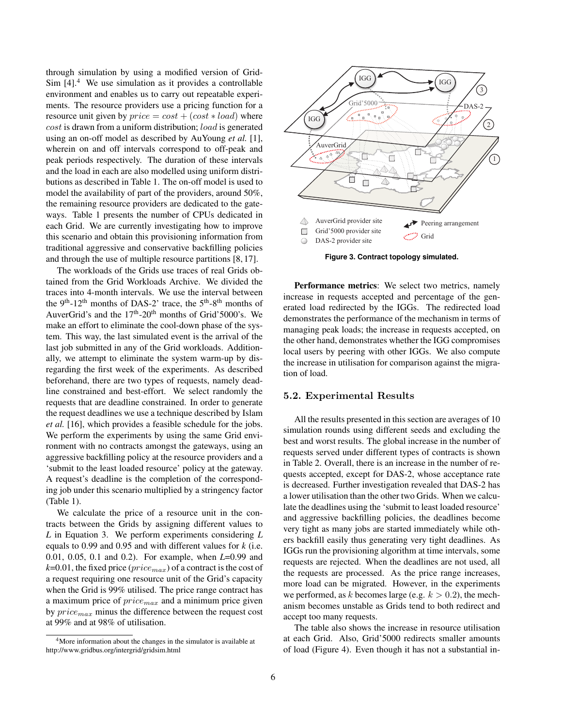through simulation by using a modified version of GridSim [4].[4] We use simulation as it provides a controllable environment and enables us to carry out repeatable experiments. The resource providers use a pricing function for a resource unit given by $price = cost + (cost * load)$ where $cost$ is drawn from a uniform distribution; $load$ is generated using an on-off model as described by AuYoung *et al.* [1], wherein on and off intervals correspond to off-peak and peak periods respectively. The duration of these intervals and the load in each are also modelled using uniform distributions as described in Table 1. The on-off model is used to model the availability of part of the providers, around 50%, the remaining resource providers are dedicated to the gateways. Table 1 presents the number of CPUs dedicated in each Grid. We are currently investigating how to improve this scenario and obtain this provisioning information from traditional aggressive and conservative backfilling policies and through the use of multiple resource partitions [8, 17].

The workloads of the Grids use traces of real Grids obtained from the Grid Workloads Archive. We divided the traces into 4-month intervals. We use the interval between the 9th-12th months of DAS-2' trace, the 5th-8th months of AuverGrid's and the 17th-20th months of Grid'5000's. We make an effort to eliminate the cool-down phase of the system. This way, the last simulated event is the arrival of the last job submitted in any of the Grid workloads. Additionally, we attempt to eliminate the system warm-up by disregarding the first week of the experiments. As described beforehand, there are two types of requests, namely deadline constrained and best-effort. We select randomly the requests that are deadline constrained. In order to generate the request deadlines we use a technique described by Islam *et al.* [16], which provides a feasible schedule for the jobs. We perform the experiments by using the same Grid environment with no contracts amongst the gateways, using an aggressive backfilling policy at the resource providers and a 'submit to the least loaded resource' policy at the gateway. A request's deadline is the completion of the corresponding job under this scenario multiplied by a stringency factor (Table 1).

We calculate the price of a resource unit in the contracts between the Grids by assigning different values to *L* in Equation 3. We perform experiments considering *L* equals to 0.99 and 0.95 and with different values for *k* (i.e. 0.01, 0.05, 0.1 and 0.2). For example, when *L*=0.99 and *k*=0.01, the fixed price ($price_{max}$) of a contract is the cost of a request requiring one resource unit of the Grid's capacity when the Grid is 99% utilised. The price range contract has a maximum price of $price_{max}$ and a minimum price given by $price_{max}$ minus the difference between the request cost at 99% and at 98% of utilisation.

[4] More information about the changes in the simulator is available at http://www.gridbus.org/intergrid/gridsim.html

**Figure 3. Contract topology simulated.**

**Performance metrics**: We select two metrics, namely increase in requests accepted and percentage of the generated load redirected by the IGGs. The redirected load demonstrates the performance of the mechanism in terms of managing peak loads; the increase in requests accepted, on the other hand, demonstrates whether the IGG compromises local users by peering with other IGGs. We also compute the increase in utilisation for comparison against the migration of load.

## 5.2. Experimental Results

All the results presented in this section are averages of 10 simulation rounds using different seeds and excluding the best and worst results. The global increase in the number of requests served under different types of contracts is shown in Table 2. Overall, there is an increase in the number of requests accepted, except for DAS-2, whose acceptance rate is decreased. Further investigation revealed that DAS-2 has a lower utilisation than the other two Grids. When we calculate the deadlines using the 'submit to least loaded resource' and aggressive backfilling policies, the deadlines become very tight as many jobs are started immediately while others backfill easily thus generating very tight deadlines. As IGGs run the provisioning algorithm at time intervals, some requests are rejected. When the deadlines are not used, all the requests are processed. As the price range increases, more load can be migrated. However, in the experiments we performed, as $k$ becomes large (e.g. $k > 0.2$), the mechanism becomes unstable as Grids tend to both redirect and accept too many requests.

The table also shows the increase in resource utilisation at each Grid. Also, Grid'5000 redirects smaller amounts of load (Figure 4). Even though it has not a substantial in-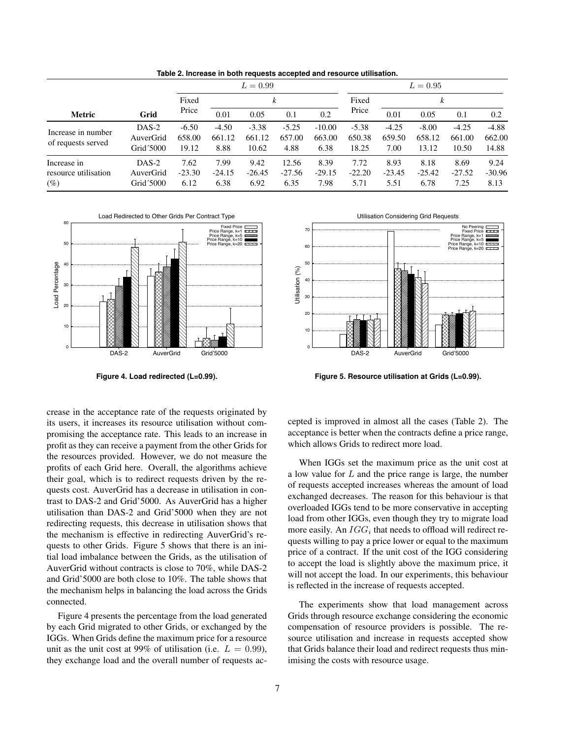**Table 2. Increase in both requests accepted and resource utilisation.**

| Metric | Grid | $L = 0.99$ | | | | | $L = 0.95$ | | | | |
|---|---|---|---|---|---|---|---|---|---|---|---|
| | | Fixed Price | $k$ | | | | Fixed Price | $k$ | | | |
| | | | 0.01 | 0.05 | 0.1 | 0.2 | | 0.01 | 0.05 | 0.1 | 0.2 |
| Increase in number of requests served | DAS-2 | -6.50 | -4.50 | -3.38 | -5.25 | -10.00 | -5.38 | -4.25 | -8.00 | -4.25 | -4.88 |
| | AuverGrid | 658.00 | 661.12 | 661.12 | 657.00 | 663.00 | 650.38 | 659.50 | 658.12 | 661.00 | 662.00 |
| | Grid´5000 | 19.12 | 8.88 | 10.62 | 4.88 | 6.38 | 18.25 | 7.00 | 13.12 | 10.50 | 14.88 |
| Increase in resource utilisation (%) | DAS-2 | 7.62 | 7.99 | 9.42 | 12.56 | 8.39 | 7.72 | 8.93 | 8.18 | 8.69 | 9.24 |
| | AuverGrid | -23.30 | -24.15 | -26.45 | -27.56 | -29.15 | -22.20 | -23.45 | -25.42 | -27.52 | -30.96 |
| | Grid´5000 | 6.12 | 6.38 | 6.92 | 6.35 | 7.98 | 5.71 | 5.51 | 6.78 | 7.25 | 8.13 |

**Figure 4. Load redirected (L=0.99).**

**Figure 5. Resource utilisation at Grids (L=0.99).**

crease in the acceptance rate of the requests originated by its users, it increases its resource utilisation without compromising the acceptance rate. This leads to an increase in profit as they can receive a payment from the other Grids for the resources provided. However, we do not measure the profits of each Grid here. Overall, the algorithms achieve their goal, which is to redirect requests driven by the requests cost. AuverGrid has a decrease in utilisation in contrast to DAS-2 and Grid'5000. As AuverGrid has a higher utilisation than DAS-2 and Grid'5000 when they are not redirecting requests, this decrease in utilisation shows that the mechanism is effective in redirecting AuverGrid's requests to other Grids. Figure 5 shows that there is an initial load imbalance between the Grids, as the utilisation of AuverGrid without contracts is close to 70%, while DAS-2 and Grid'5000 are both close to 10%. The table shows that the mechanism helps in balancing the load across the Grids connected.

Figure 4 presents the percentage from the load generated by each Grid migrated to other Grids, or exchanged by the IGGs. When Grids define the maximum price for a resource unit as the unit cost at 99% of utilisation (i.e. $L = 0.99$), they exchange load and the overall number of requests accepted is improved in almost all the cases (Table 2). The acceptance is better when the contracts define a price range, which allows Grids to redirect more load.

When IGGs set the maximum price as the unit cost at a low value for $L$ and the price range is large, the number of requests accepted increases whereas the amount of load exchanged decreases. The reason for this behaviour is that overloaded IGGs tend to be more conservative in accepting load from other IGGs, even though they try to migrate load more easily. An $IGG_i$ that needs to offload will redirect requests willing to pay a price lower or equal to the maximum price of a contract. If the unit cost of the IGG considering to accept the load is slightly above the maximum price, it will not accept the load. In our experiments, this behaviour is reflected in the increase of requests accepted.

The experiments show that load management across Grids through resource exchange considering the economic compensation of resource providers is possible. The resource utilisation and increase in requests accepted show that Grids balance their load and redirect requests thus minimising the costs with resource usage.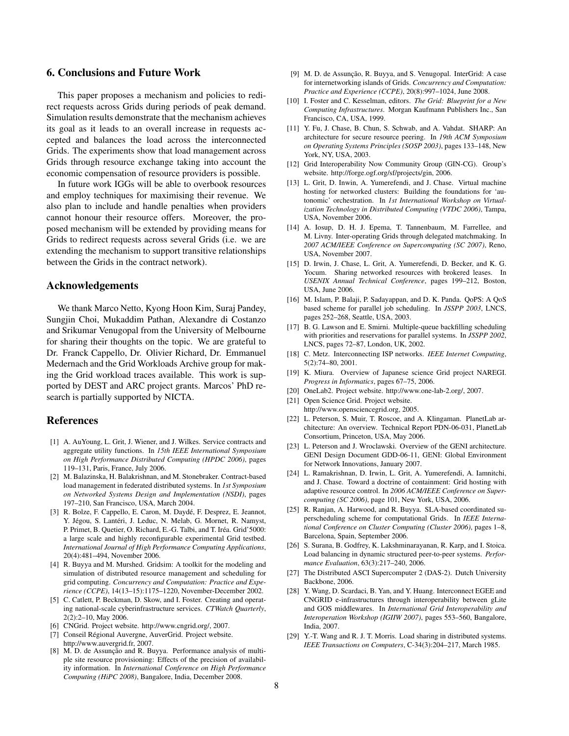## 6. Conclusions and Future Work

This paper proposes a mechanism and policies to redirect requests across Grids during periods of peak demand. Simulation results demonstrate that the mechanism achieves its goal as it leads to an overall increase in requests accepted and balances the load across the interconnected Grids. The experiments show that load management across Grids through resource exchange taking into account the economic compensation of resource providers is possible.

In future work IGGs will be able to overbook resources and employ techniques for maximising their revenue. We also plan to include and handle penalties when providers cannot honour their resource offers. Moreover, the proposed mechanism will be extended by providing means for Grids to redirect requests across several Grids (i.e. we are extending the mechanism to support transitive relationships between the Grids in the contract network).

## Acknowledgements

We thank Marco Netto, Kyong Hoon Kim, Suraj Pandey, Sungjin Choi, Mukaddim Pathan, Alexandre di Costanzo and Srikumar Venugopal from the University of Melbourne for sharing their thoughts on the topic. We are grateful to Dr. Franck Cappello, Dr. Olivier Richard, Dr. Emmanuel Medernach and the Grid Workloads Archive group for making the Grid workload traces available. This work is supported by DEST and ARC project grants. Marcos' PhD research is partially supported by NICTA.

## References

[1] A. AuYoung, L. Grit, J. Wiener, and J. Wilkes. Service contracts and aggregate utility functions. In *15th IEEE International Symposium on High Performance Distributed Computing (HPDC 2006)*, pages 119–131, Paris, France, July 2006.

[2] M. Balazinska, H. Balakrishnan, and M. Stonebraker. Contract-based load management in federated distributed systems. In *1st Symposium on Networked Systems Design and Implementation (NSDI)*, pages 197–210, San Francisco, USA, March 2004.

[3] R. Bolze, F. Cappello, E. Caron, M. Daydé, F. Desprez, E. Jeannot, Y. Jégou, S. Lantéri, J. Leduc, N. Melab, G. Mornet, R. Namyst, P. Primet, B. Quetier, O. Richard, E.-G. Talbi, and T. Iréa. Grid'5000: a large scale and highly reconfigurable experimental Grid testbed. *International Journal of High Performance Computing Applications*, 20(4):481–494, November 2006.

[4] R. Buyya and M. Murshed. Gridsim: A toolkit for the modeling and simulation of distributed resource management and scheduling for grid computing. *Concurrency and Computation: Practice and Experience (CCPE)*, 14(13–15):1175–1220, November-December 2002.

[5] C. Catlett, P. Beckman, D. Skow, and I. Foster. Creating and operating national-scale cyberinfrastructure services. *CTWatch Quarterly*, 2(2):2–10, May 2006.

[6] CNGrid. Project website. http://www.cngrid.org/, 2007.

[7] Conseil Régional Auvergne, AuverGrid. Project website. http://www.auvergrid.fr, 2007.

[8] M. D. de Assunção and R. Buyya. Performance analysis of multiple site resource provisioning: Effects of the precision of availability information. In *International Conference on High Performance Computing (HiPC 2008)*, Bangalore, India, December 2008.

[9] M. D. de Assunção, R. Buyya, and S. Venugopal. InterGrid: A case for internetworking islands of Grids. *Concurrency and Computation: Practice and Experience (CCPE)*, 20(8):997–1024, June 2008.

[10] I. Foster and C. Kesselman, editors. *The Grid: Blueprint for a New Computing Infrastructures*. Morgan Kaufmann Publishers Inc., San Francisco, CA, USA, 1999.

[11] Y. Fu, J. Chase, B. Chun, S. Schwab, and A. Vahdat. SHARP: An architecture for secure resource peering. In *19th ACM Symposium on Operating Systems Principles (SOSP 2003)*, pages 133–148, New York, NY, USA, 2003.

[12] Grid Interoperability Now Community Group (GIN-CG). Group's website. http://forge.ogf.org/sf/projects/gin, 2006.

[13] L. Grit, D. Inwin, A. Yumerefendi, and J. Chase. Virtual machine hosting for networked clusters: Building the foundations for 'autonomic' orchestration. In *1st International Workshop on Virtualization Technology in Distributed Computing (VTDC 2006)*, Tampa, USA, November 2006.

[14] A. Iosup, D. H. J. Epema, T. Tannenbaum, M. Farrellee, and M. Livny. Inter-operating Grids through delegated matchmaking. In *2007 ACM/IEEE Conference on Supercomputing (SC 2007)*, Reno, USA, November 2007.

[15] D. Irwin, J. Chase, L. Grit, A. Yumerefendi, D. Becker, and K. G. Yocum. Sharing networked resources with brokered leases. In *USENIX Annual Technical Conference*, pages 199–212, Boston, USA, June 2006.

[16] M. Islam, P. Balaji, P. Sadayappan, and D. K. Panda. QoPS: A QoS based scheme for parallel job scheduling. In *JSSPP 2003*, LNCS, pages 252–268, Seattle, USA, 2003.

[17] B. G. Lawson and E. Smirni. Multiple-queue backfilling scheduling with priorities and reservations for parallel systems. In *JSSPP 2002*, LNCS, pages 72–87, London, UK, 2002.

[18] C. Metz. Interconnecting ISP networks. *IEEE Internet Computing*, 5(2):74–80, 2001.

[19] K. Miura. Overview of Japanese science Grid project NAREGI. *Progress in Informatics*, pages 67–75, 2006.

[20] OneLab2. Project website. http://www.one-lab-2.org/, 2007.

[21] Open Science Grid. Project website. http://www.opensciencegrid.org, 2005.

[22] L. Peterson, S. Muir, T. Roscoe, and A. Klingaman. PlanetLab architecture: An overview. Technical Report PDN-06-031, PlanetLab Consortium, Princeton, USA, May 2006.

[23] L. Peterson and J. Wroclawski. Overview of the GENI architecture. GENI Design Document GDD-06-11, GENI: Global Environment for Network Innovations, January 2007.

[24] L. Ramakrishnan, D. Irwin, L. Grit, A. Yumerefendi, A. Iamnitchi, and J. Chase. Toward a doctrine of containment: Grid hosting with adaptive resource control. In *2006 ACM/IEEE Conference on Supercomputing (SC 2006)*, page 101, New York, USA, 2006.

[25] R. Ranjan, A. Harwood, and R. Buyya. SLA-based coordinated superscheduling scheme for computational Grids. In *IEEE International Conference on Cluster Computing (Cluster 2006)*, pages 1–8, Barcelona, Spain, September 2006.

[26] S. Surana, B. Godfrey, K. Lakshminarayanan, R. Karp, and I. Stoica. Load balancing in dynamic structured peer-to-peer systems. *Performance Evaluation*, 63(3):217–240, 2006.

[27] The Distributed ASCI Supercomputer 2 (DAS-2). Dutch University Backbone, 2006.

[28] Y. Wang, D. Scardaci, B. Yan, and Y. Huang. Interconnect EGEE and CNGRID e-infrastructures through interoperability between gLite and GOS middlewares. In *International Grid Interoperability and Interoperation Workshop (IGIIW 2007)*, pages 553–560, Bangalore, India, 2007.

[29] Y.-T. Wang and R. J. T. Morris. Load sharing in distributed systems. *IEEE Transactions on Computers*, C-34(3):204–217, March 1985.